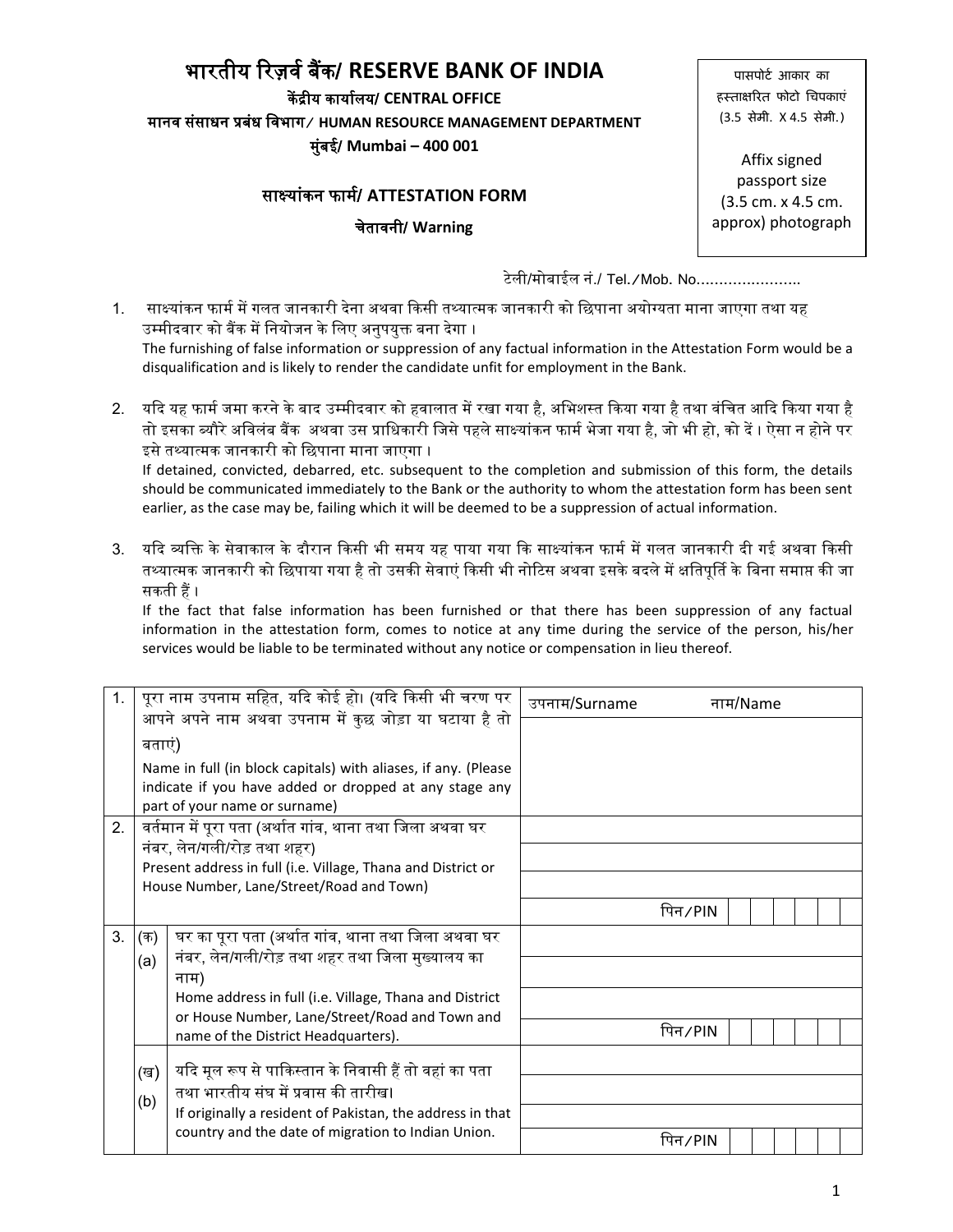# भारतीय रिज़र्व बैंक/ RESERVE BANK OF INDIA

**केंद्रीय कार्यालय/ CENTRAL OFFICE**

**मानव संसाधन प्रबंध विभाग/ HUMAN RESOURCE MANAGEMENT DEPARTMENT**

**मुंबई/ Mumbai – 400 001**

| पासपोर्ट आकार का हस्ताक्षरित फोटो चिपकाएं (3.5 सेमी. X 4.5 सेमी.) Affix signed passport size (3.5 cm. x 4.5 cm. approx) photograph |
|---|

## साक्ष्यांकन फार्म/ ATTESTATION FORM

**चेतावनी/ Warning**

टेली/मोबाईल नं./ Tel./Mob. No.......................

1. साक्ष्यांकन फार्म में गलत जानकारी देना अथवा किसी तथ्यात्मक जानकारी को छिपाना अयोग्यता माना जाएगा तथा यह उम्मीदवार को बैंक में नियोजन के लिए अनुपयुक्त बना देगा ।
   The furnishing of false information or suppression of any factual information in the Attestation Form would be a disqualification and is likely to render the candidate unfit for employment in the Bank.

2. यदि यह फार्म जमा करने के बाद उम्मीदवार को हवालात में रखा गया है, अभिशस्त किया गया है तथा वंचित आदि किया गया है तो इसका ब्यौरे अविलंब बैंक अथवा उस प्राधिकारी जिसे पहले साक्ष्यांकन फार्म भेजा गया है, जो भी हो, को दें । ऐसा न होने पर इसे तथ्यात्मक जानकारी को छिपाना माना जाएगा ।
   If detained, convicted, debarred, etc. subsequent to the completion and submission of this form, the details should be communicated immediately to the Bank or the authority to whom the attestation form has been sent earlier, as the case may be, failing which it will be deemed to be a suppression of actual information.

3. यदि व्यक्ति के सेवाकाल के दौरान किसी भी समय यह पाया गया कि साक्ष्यांकन फार्म में गलत जानकारी दी गई अथवा किसी तथ्यात्मक जानकारी को छिपाया गया है तो उसकी सेवाएं किसी भी नोटिस अथवा इसके बदले में क्षतिपूर्ति के बिना समाप्त की जा सकती हैं ।
   If the fact that false information has been furnished or that there has been suppression of any factual information in the attestation form, comes to notice at any time during the service of the person, his/her services would be liable to be terminated without any notice or compensation in lieu thereof.

| | | | |
|---|---|---|---|
| 1. | | पूरा नाम उपनाम सहित, यदि कोई हो। (यदि किसी भी चरण पर आपने अपने नाम अथवा उपनाम में कुछ जोड़ा या घटाया है तो बताएं) Name in full (in block capitals) with aliases, if any. (Please indicate if you have added or dropped at any stage any part of your name or surname) | उपनाम/Surname नाम/Name |
| 2. | | वर्तमान में पूरा पता (अर्थात गांव, थाना तथा जिला अथवा घर नंबर, लेन/गली/रोड़ तथा शहर) Present address in full (i.e. Village, Thana and District or House Number, Lane/Street/Road and Town) | पिन/PIN |
| 3. | (क) (a) | घर का पूरा पता (अर्थात गांव, थाना तथा जिला अथवा घर नंबर, लेन/गली/रोड़ तथा शहर तथा जिला मुख्यालय का नाम) Home address in full (i.e. Village, Thana and District or House Number, Lane/Street/Road and Town and name of the District Headquarters). | पिन/PIN |
| | (ख) (b) | यदि मूल रूप से पाकिस्तान के निवासी हैं तो वहां का पता तथा भारतीय संघ में प्रवास की तारीख। If originally a resident of Pakistan, the address in that country and the date of migration to Indian Union. | पिन/PIN |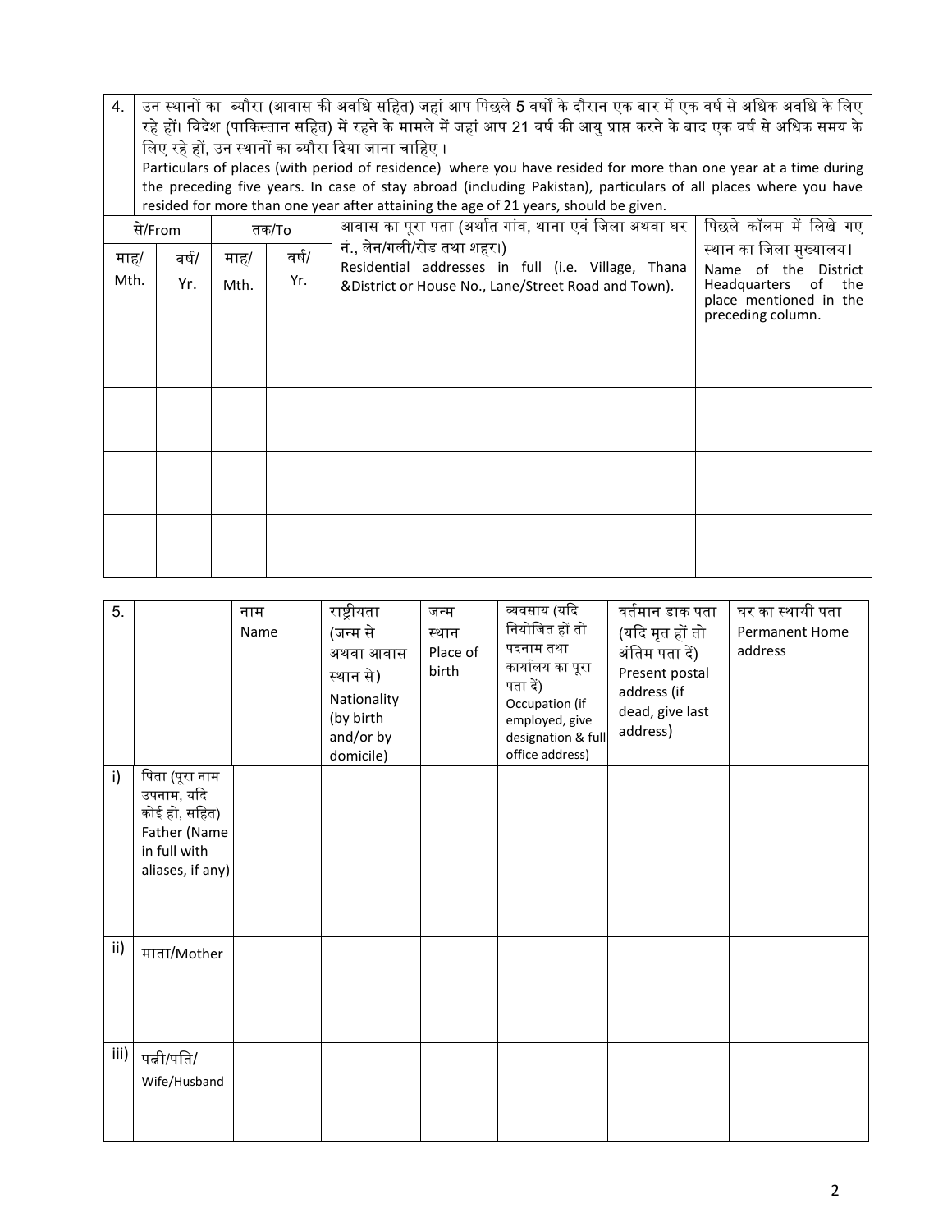| 4. | उन स्थानों का ब्यौरा (आवास की अवधि सहित) जहां आप पिछले 5 वर्षों के दौरान एक बार में एक वर्ष से अधिक अवधि के लिए रहे हों। विदेश (पाकिस्तान सहित) में रहने के मामले में जहां आप 21 वर्ष की आयु प्राप्त करने के बाद एक वर्ष से अधिक समय के लिए रहे हों, उन स्थानों का ब्यौरा दिया जाना चाहिए ।<br>Particulars of places (with period of residence) where you have resided for more than one year at a time during the preceding five years. In case of stay abroad (including Pakistan), particulars of all places where you have resided for more than one year after attaining the age of 21 years, should be given. |
|---|---|

| से/From | | तक/To | | आवास का पूरा पता (अर्थात गांव, थाना एवं जिला अथवा घर नं., लेन/गली/रोड तथा शहर।)<br>Residential addresses in full (i.e. Village, Thana &District or House No., Lane/Street Road and Town). | पिछले कॉलम में लिखे गए स्थान का जिला मुख्यालय।<br>Name of the District Headquarters of the place mentioned in the preceding column. |
|---|---|---|---|---|---|
| माह/ Mth. | वर्ष/ Yr. | माह/ Mth. | वर्ष/ Yr. | | |
| | | | | | |
| | | | | | |
| | | | | | |
| | | | | | |

| 5. | | नाम Name | राष्ट्रीयता (जन्म से अथवा आवास स्थान से) Nationality (by birth and/or by domicile) | जन्म स्थान Place of birth | व्यवसाय (यदि नियोजित हों तो पदनाम तथा कार्यालय का पूरा पता दें) Occupation (if employed, give designation & full office address) | वर्तमान डाक पता (यदि मृत हों तो अंतिम पता दें) Present postal address (if dead, give last address) | घर का स्थायी पता Permanent Home address |
|---|---|---|---|---|---|---|---|
| i) | पिता (पूरा नाम उपनाम, यदि कोई हो, सहित) Father (Name in full with aliases, if any) | | | | | | |
| ii) | माता/Mother | | | | | | |
| iii) | पत्नी/पति/ Wife/Husband | | | | | | |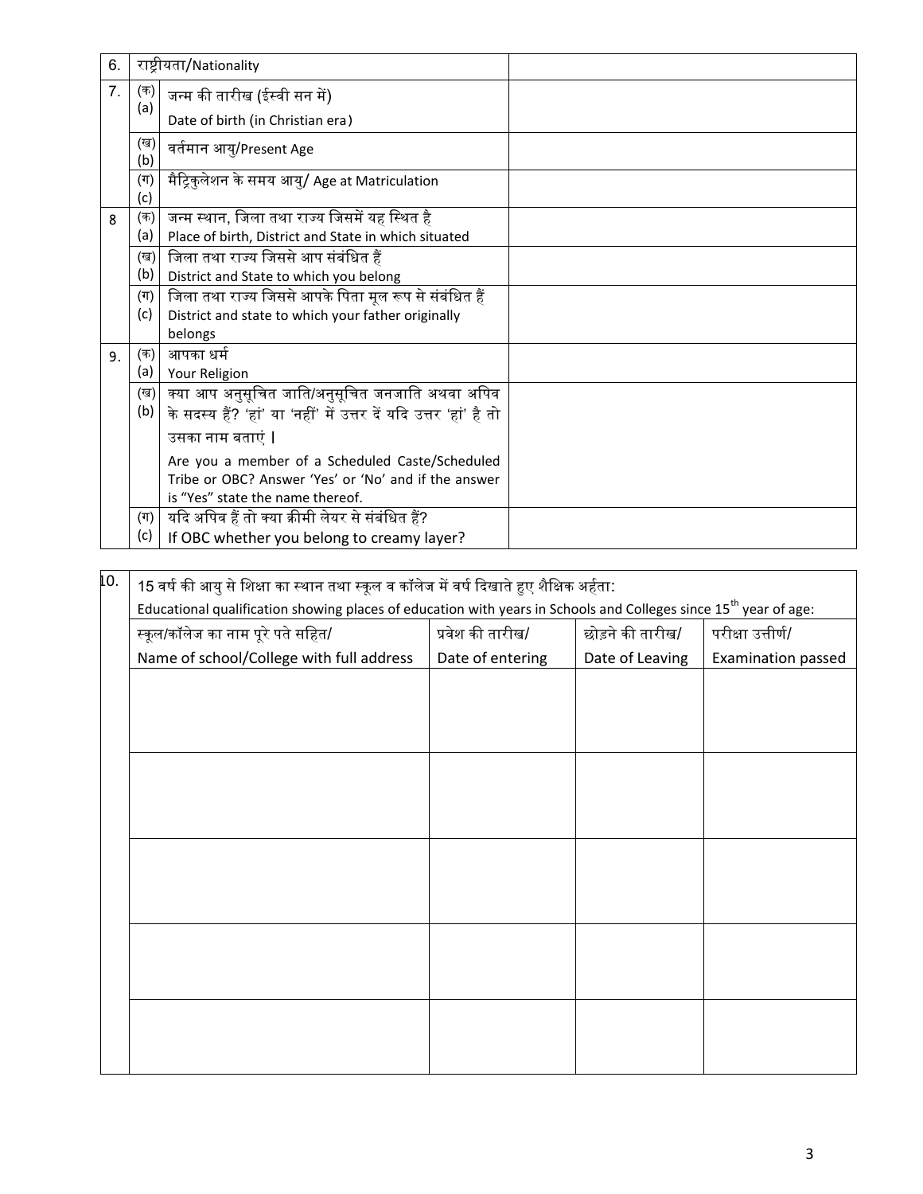| | | | |
|---|---|---|---|
| 6. | राष्ट्रीयता/Nationality | | |
| 7. | (क) (a) | जन्म की तारीख (ईस्वी सन में) Date of birth (in Christian era) | |
| | (ख) (b) | वर्तमान आयु/Present Age | |
| | (ग) (c) | मैट्रिकुलेशन के समय आयु/ Age at Matriculation | |
| 8 | (क) (a) | जन्म स्थान, जिला तथा राज्य जिसमें यह स्थित है Place of birth, District and State in which situated | |
| | (ख) (b) | जिला तथा राज्य जिससे आप संबंधित हैं District and State to which you belong | |
| | (ग) (c) | जिला तथा राज्य जिससे आपके पिता मूल रूप से संबंधित हैं District and state to which your father originally belongs | |
| 9. | (क) (a) | आपका धर्म Your Religion | |
| | (ख) (b) | क्या आप अनुसूचित जाति/अनुसूचित जनजाति अथवा अपिव के सदस्य हैं? 'हां' या 'नहीं' में उत्तर दें यदि उत्तर 'हां' है तो उसका नाम बताएं । Are you a member of a Scheduled Caste/Scheduled Tribe or OBC? Answer 'Yes' or 'No' and if the answer is "Yes" state the name thereof. | |
| | (ग) (c) | यदि अपिव हैं तो क्या क्रीमी लेयर से संबंधित हैं? If OBC whether you belong to creamy layer? | |

10. 15 वर्ष की आयु से शिक्षा का स्थान तथा स्कूल व कॉलेज में वर्ष दिखाते हुए शैक्षिक अर्हता:
Educational qualification showing places of education with years in Schools and Colleges since 15th year of age:

| स्कूल/कॉलेज का नाम पूरे पते सहित/ Name of school/College with full address | प्रवेश की तारीख/ Date of entering | छोड़ने की तारीख/ Date of Leaving | परीक्षा उत्तीर्ण/ Examination passed |
|---|---|---|---|
| | | | |
| | | | |
| | | | |
| | | | |
| | | | |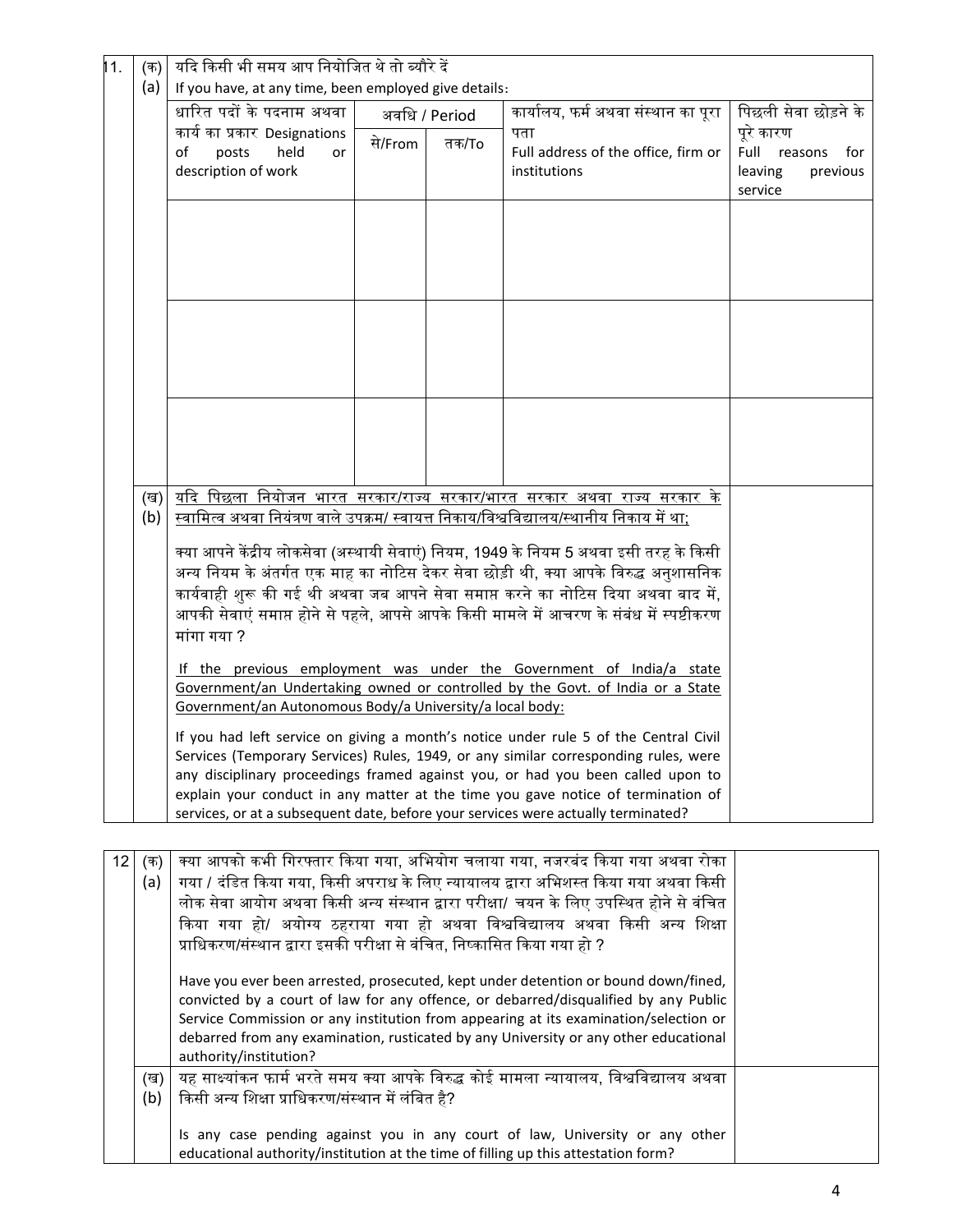**11. (क) (a)** यदि किसी भी समय आप नियोजित थे तो ब्यौरे दें
If you have, at any time, been employed give details:

| धारित पदों के पदनाम अथवा कार्य का प्रकार Designations of posts held or description of work | अवधि / Period | | कार्यालय, फर्म अथवा संस्थान का पूरा पता Full address of the office, firm or institutions | पिछली सेवा छोड़ने के पूरे कारण Full reasons for leaving previous service |
|---|---|---|---|---|
| | से/From | तक/To | | |
| | | | | |
| | | | | |
| | | | | |

**(ख) (b)** यदि पिछला नियोजन भारत सरकार/राज्य सरकार/भारत सरकार अथवा राज्य सरकार के स्वामित्व अथवा नियंत्रण वाले उपक्रम/ स्वायत्त निकाय/विश्वविद्यालय/स्थानीय निकाय में था;

क्या आपने केंद्रीय लोकसेवा (अस्थायी सेवाएं) नियम, 1949 के नियम 5 अथवा इसी तरह के किसी अन्य नियम के अंतर्गत एक माह का नोटिस देकर सेवा छोड़ी थी, क्या आपके विरुद्ध अनुशासनिक कार्यवाही शुरू की गई थी अथवा जब आपने सेवा समाप्त करने का नोटिस दिया अथवा बाद में, आपकी सेवाएं समाप्त होने से पहले, आपसे आपके किसी मामले में आचरण के संबंध में स्पष्टीकरण मांगा गया ?

If the previous employment was under the Government of India/a state Government/an Undertaking owned or controlled by the Govt. of India or a State Government/an Autonomous Body/a University/a local body:

If you had left service on giving a month's notice under rule 5 of the Central Civil Services (Temporary Services) Rules, 1949, or any similar corresponding rules, were any disciplinary proceedings framed against you, or had you been called upon to explain your conduct in any matter at the time you gave notice of termination of services, or at a subsequent date, before your services were actually terminated?

**12 (क) (a)** क्या आपको कभी गिरफ्तार किया गया, अभियोग चलाया गया, नजरबंद किया गया अथवा रोका गया / दंडित किया गया, किसी अपराध के लिए न्यायालय द्वारा अभिशस्त किया गया अथवा किसी लोक सेवा आयोग अथवा किसी अन्य संस्थान द्वारा परीक्षा/ चयन के लिए उपस्थित होने से वंचित किया गया हो/ अयोग्य ठहराया गया हो अथवा विश्वविद्यालय अथवा किसी अन्य शिक्षा प्राधिकरण/संस्थान द्वारा इसकी परीक्षा से वंचित, निष्कासित किया गया हो ?

Have you ever been arrested, prosecuted, kept under detention or bound down/fined, convicted by a court of law for any offence, or debarred/disqualified by any Public Service Commission or any institution from appearing at its examination/selection or debarred from any examination, rusticated by any University or any other educational authority/institution?

**(ख) (b)** यह साक्ष्यांकन फार्म भरते समय क्या आपके विरुद्ध कोई मामला न्यायालय, विश्वविद्यालय अथवा किसी अन्य शिक्षा प्राधिकरण/संस्थान में लंबित है?

Is any case pending against you in any court of law, University or any other educational authority/institution at the time of filling up this attestation form?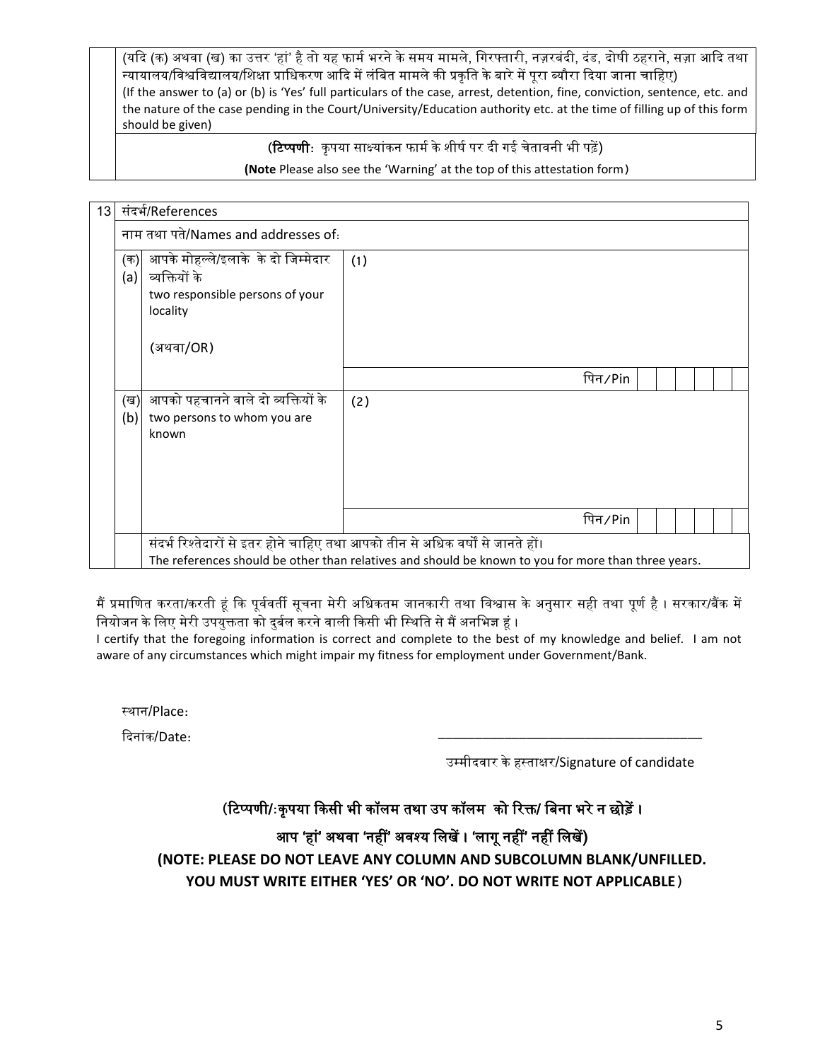(यदि (क) अथवा (ख) का उत्तर 'हां' है तो यह फार्म भरने के समय मामले, गिरफ्तारी, नज़रबंदी, दंड, दोषी ठहराने, सज़ा आदि तथा न्यायालय/विश्वविद्यालय/शिक्षा प्राधिकरण आदि में लंबित मामले की प्रकृति के बारे में पूरा ब्यौरा दिया जाना चाहिए)
(If the answer to (a) or (b) is 'Yes' full particulars of the case, arrest, detention, fine, conviction, sentence, etc. and the nature of the case pending in the Court/University/Education authority etc. at the time of filling up of this form should be given)

(**टिप्पणी**: कृपया साक्ष्यांकन फार्म के शीर्ष पर दी गई चेतावनी भी पढ़ें)

**(Note** Please also see the 'Warning' at the top of this attestation form)

| 13 | संदर्भ/References | | |
|---|---|---|---|
| | नाम तथा पते/Names and addresses of: | | |
| | (क) (a) | आपके मोहल्ले/इलाके के दो जिम्मेदार व्यक्तियों के two responsible persons of your locality (अथवा/OR) | (1) पिन/Pin |
| | (ख) (b) | आपको पहचानने वाले दो व्यक्तियों के two persons to whom you are known | (2) पिन/Pin |
| | | संदर्भ रिश्तेदारों से इतर होने चाहिए तथा आपको तीन से अधिक वर्षों से जानते हों। The references should be other than relatives and should be known to you for more than three years. | |

मैं प्रमाणित करता/करती हूं कि पूर्ववर्ती सूचना मेरी अधिकतम जानकारी तथा विश्वास के अनुसार सही तथा पूर्ण है । सरकार/बैंक में नियोजन के लिए मेरी उपयुक्तता को दुर्बल करने वाली किसी भी स्थिति से मैं अनभिज्ञ हूं ।
I certify that the foregoing information is correct and complete to the best of my knowledge and belief. I am not aware of any circumstances which might impair my fitness for employment under Government/Bank.

स्थान/Place:

दिनांक/Date:

_______________________________________

उम्मीदवार के हस्ताक्षर/Signature of candidate

**(टिप्पणी/:कृपया किसी भी कॉलम तथा उप कॉलम को रिक्त/ बिना भरे न छोड़ें ।**

**आप 'हां' अथवा 'नहीं' अवश्य लिखें । 'लागू नहीं' नहीं लिखें)**

**(NOTE: PLEASE DO NOT LEAVE ANY COLUMN AND SUBCOLUMN BLANK/UNFILLED. YOU MUST WRITE EITHER 'YES' OR 'NO'. DO NOT WRITE NOT APPLICABLE)**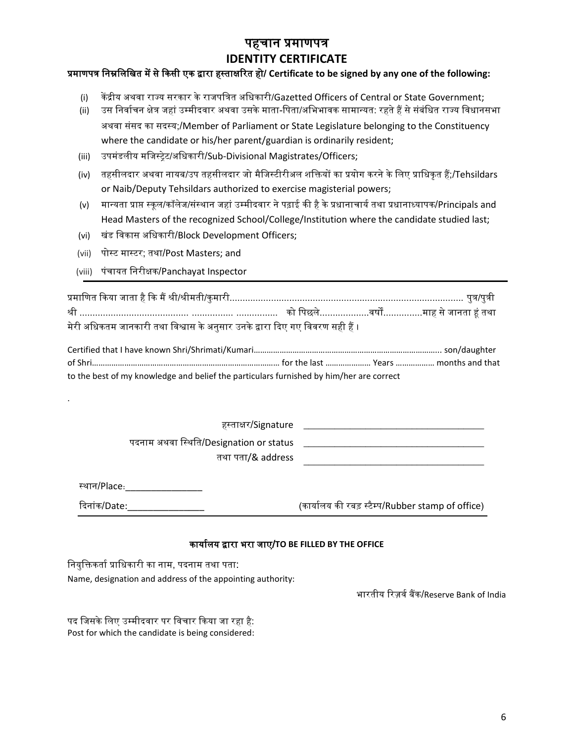# पहचान प्रमाणपत्र
# IDENTITY CERTIFICATE

**प्रमाणपत्र निम्नलिखित में से किसी एक द्वारा हस्ताक्षरित हो/ Certificate to be signed by any one of the following:**

(i) केंद्रीय अथवा राज्य सरकार के राजपत्रित अधिकारी/Gazetted Officers of Central or State Government;

(ii) उस निर्वाचन क्षेत्र जहां उम्मीदवार अथवा उसके माता-पिता/अभिभावक सामान्यत: रहते हैं से संबंधित राज्य विधानसभा अथवा संसद का सदस्य;/Member of Parliament or State Legislature belonging to the Constituency where the candidate or his/her parent/guardian is ordinarily resident;

(iii) उपमंडलीय मजिस्ट्रेट/अधिकारी/Sub-Divisional Magistrates/Officers;

(iv) तहसीलदार अथवा नायब/उप तहसीलदार जो मैजिस्टीरीअल शक्तियों का प्रयोग करने के लिए प्राधिकृत हैं;/Tehsildars or Naib/Deputy Tehsildars authorized to exercise magisterial powers;

(v) मान्यता प्राप्त स्कूल/कॉलेज/संस्थान जहां उम्मीदवार ने पढ़ाई की है के प्रधानाचार्य तथा प्रधानाध्यापक/Principals and Head Masters of the recognized School/College/Institution where the candidate studied last;

(vi) खंड विकास अधिकारी/Block Development Officers;

(vii) पोस्ट मास्टर; तथा/Post Masters; and

(viii) पंचायत निरीक्षक/Panchayat Inspector

---

प्रमाणित किया जाता है कि मैं श्री/श्रीमती/कुमारी......................................................................................... पुत्र/पुत्री श्री .......................................... ................ ................ को पिछले..................वर्षों..............माह से जानता हूं तथा मेरी अधिकतम जानकारी तथा विश्वास के अनुसार उनके द्वारा दिए गए विवरण सही हैं।

Certified that I have known Shri/Shrimati/Kumari……………………………………………………………………………….. son/daughter of Shri…………………………………………………………………………… for the last ………………… Years ……………… months and that to the best of my knowledge and belief the particulars furnished by him/her are correct

.

हस्ताक्षर/Signature ____________________________________

पदनाम अथवा स्थिति/Designation or status ____________________________________

तथा पता/& address ____________________________________

स्थान/Place:_______________

दिनांक/Date:_______________ (कार्यालय की रबड़ स्टैम्प/Rubber stamp of office)

---

**कार्यालय द्वारा भरा जाए/TO BE FILLED BY THE OFFICE**

नियुक्तिकर्ता प्राधिकारी का नाम, पदनाम तथा पता:
Name, designation and address of the appointing authority:

भारतीय रिज़र्व बैंक/Reserve Bank of India

पद जिसके लिए उम्मीदवार पर विचार किया जा रहा है:
Post for which the candidate is being considered: